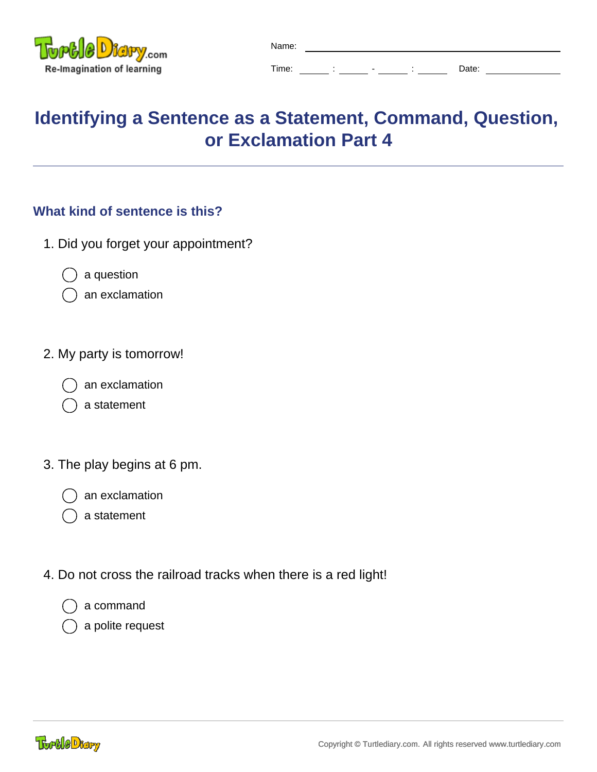Name: ______________________

Time: ____ : ____ - ____ : ____ Date: __________

# Identifying a Sentence as a Statement, Command, Question, or Exclamation Part 4

## What kind of sentence is this?

1. Did you forget your appointment?
   - ◯ a question
   - ◯ an exclamation

2. My party is tomorrow!
   - ◯ an exclamation
   - ◯ a statement

3. The play begins at 6 pm.
   - ◯ an exclamation
   - ◯ a statement

4. Do not cross the railroad tracks when there is a red light!
   - ◯ a command
   - ◯ a polite request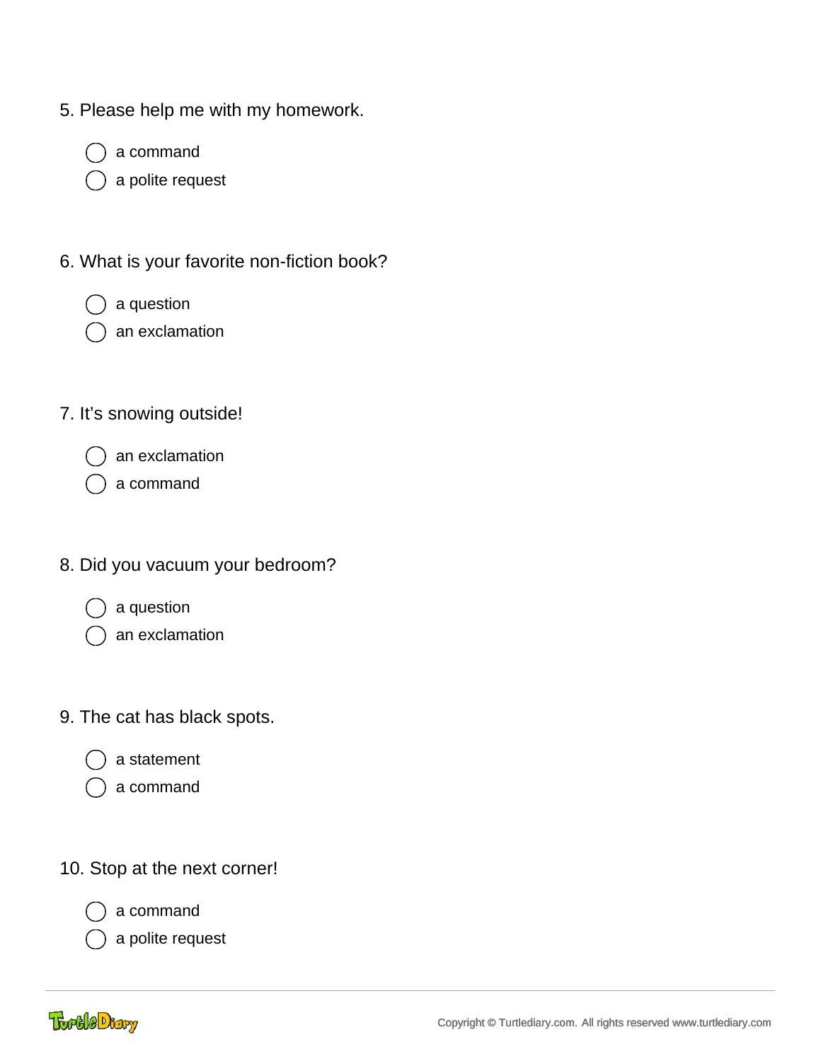5. Please help me with my homework.

- ◯ a command
- ◯ a polite request

6. What is your favorite non-fiction book?

- ◯ a question
- ◯ an exclamation

7. It’s snowing outside!

- ◯ an exclamation
- ◯ a command

8. Did you vacuum your bedroom?

- ◯ a question
- ◯ an exclamation

9. The cat has black spots.

- ◯ a statement
- ◯ a command

10. Stop at the next corner!

- ◯ a command
- ◯ a polite request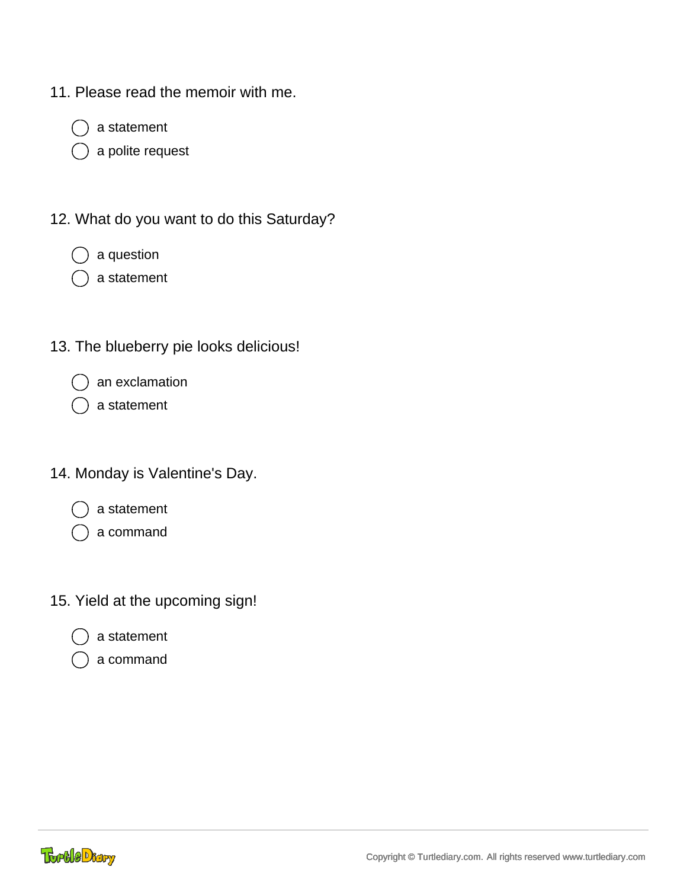11. Please read the memoir with me.

- ◯ a statement
- ◯ a polite request

12. What do you want to do this Saturday?

- ◯ a question
- ◯ a statement

13. The blueberry pie looks delicious!

- ◯ an exclamation
- ◯ a statement

14. Monday is Valentine's Day.

- ◯ a statement
- ◯ a command

15. Yield at the upcoming sign!

- ◯ a statement
- ◯ a command